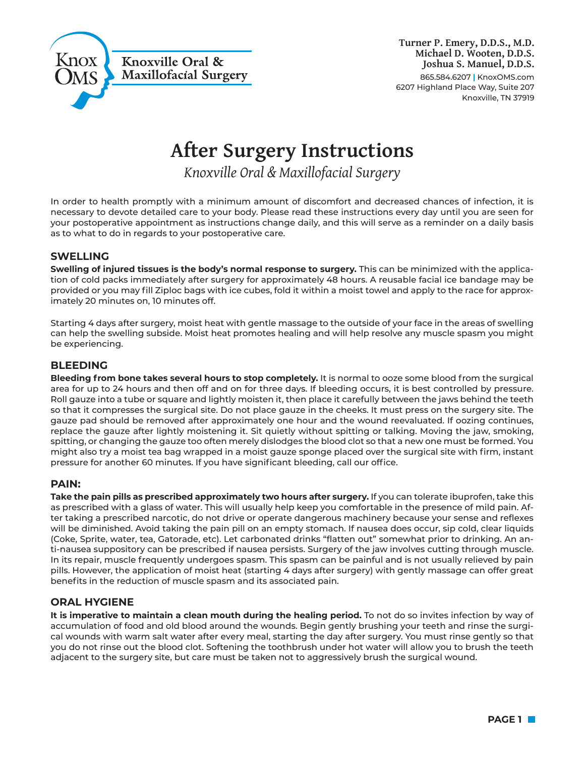Knox OMS

**Knoxville Oral & Maxillofacial Surgery**

**Turner P. Emery, D.D.S., M.D.**
**Michael D. Wooten, D.D.S.**
**Joshua S. Manuel, D.D.S.**

865.584.6207 | KnoxOMS.com
6207 Highland Place Way, Suite 207
Knoxville, TN 37919

# After Surgery Instructions

*Knoxville Oral & Maxillofacial Surgery*

In order to health promptly with a minimum amount of discomfort and decreased chances of infection, it is necessary to devote detailed care to your body. Please read these instructions every day until you are seen for your postoperative appointment as instructions change daily, and this will serve as a reminder on a daily basis as to what to do in regards to your postoperative care.

## SWELLING

**Swelling of injured tissues is the body's normal response to surgery.** This can be minimized with the application of cold packs immediately after surgery for approximately 48 hours. A reusable facial ice bandage may be provided or you may fill Ziploc bags with ice cubes, fold it within a moist towel and apply to the race for approximately 20 minutes on, 10 minutes off.

Starting 4 days after surgery, moist heat with gentle massage to the outside of your face in the areas of swelling can help the swelling subside. Moist heat promotes healing and will help resolve any muscle spasm you might be experiencing.

## BLEEDING

**Bleeding from bone takes several hours to stop completely.** It is normal to ooze some blood from the surgical area for up to 24 hours and then off and on for three days. If bleeding occurs, it is best controlled by pressure. Roll gauze into a tube or square and lightly moisten it, then place it carefully between the jaws behind the teeth so that it compresses the surgical site. Do not place gauze in the cheeks. It must press on the surgery site. The gauze pad should be removed after approximately one hour and the wound reevaluated. If oozing continues, replace the gauze after lightly moistening it. Sit quietly without spitting or talking. Moving the jaw, smoking, spitting, or changing the gauze too often merely dislodges the blood clot so that a new one must be formed. You might also try a moist tea bag wrapped in a moist gauze sponge placed over the surgical site with firm, instant pressure for another 60 minutes. If you have significant bleeding, call our office.

## PAIN:

**Take the pain pills as prescribed approximately two hours after surgery.** If you can tolerate ibuprofen, take this as prescribed with a glass of water. This will usually help keep you comfortable in the presence of mild pain. After taking a prescribed narcotic, do not drive or operate dangerous machinery because your sense and reflexes will be diminished. Avoid taking the pain pill on an empty stomach. If nausea does occur, sip cold, clear liquids (Coke, Sprite, water, tea, Gatorade, etc). Let carbonated drinks "flatten out" somewhat prior to drinking. An anti-nausea suppository can be prescribed if nausea persists. Surgery of the jaw involves cutting through muscle. In its repair, muscle frequently undergoes spasm. This spasm can be painful and is not usually relieved by pain pills. However, the application of moist heat (starting 4 days after surgery) with gently massage can offer great benefits in the reduction of muscle spasm and its associated pain.

## ORAL HYGIENE

**It is imperative to maintain a clean mouth during the healing period.** To not do so invites infection by way of accumulation of food and old blood around the wounds. Begin gently brushing your teeth and rinse the surgical wounds with warm salt water after every meal, starting the day after surgery. You must rinse gently so that you do not rinse out the blood clot. Softening the toothbrush under hot water will allow you to brush the teeth adjacent to the surgery site, but care must be taken not to aggressively brush the surgical wound.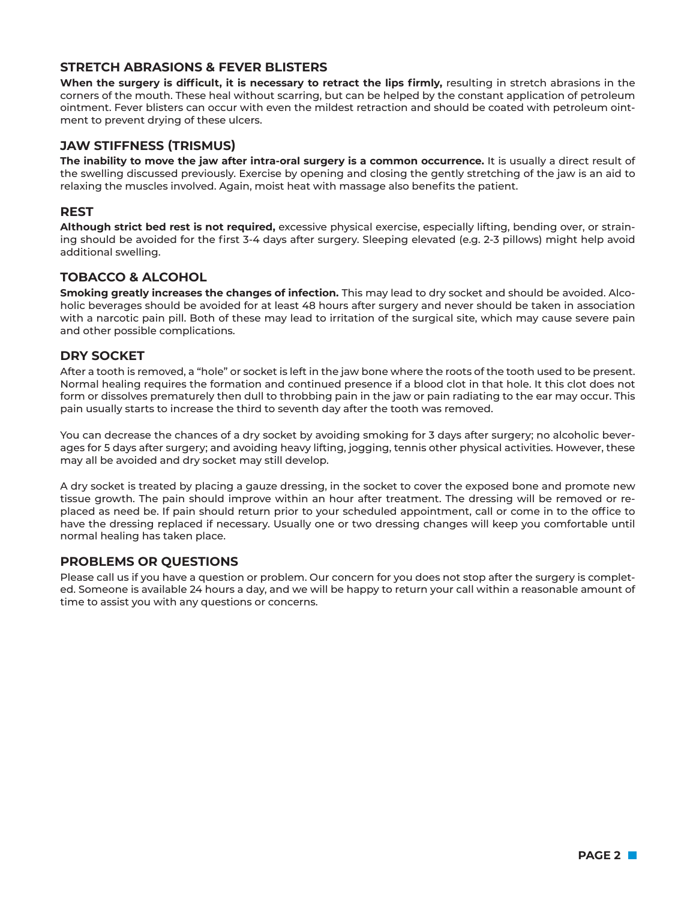## STRETCH ABRASIONS & FEVER BLISTERS

**When the surgery is difficult, it is necessary to retract the lips firmly,** resulting in stretch abrasions in the corners of the mouth. These heal without scarring, but can be helped by the constant application of petroleum ointment. Fever blisters can occur with even the mildest retraction and should be coated with petroleum ointment to prevent drying of these ulcers.

## JAW STIFFNESS (TRISMUS)

**The inability to move the jaw after intra-oral surgery is a common occurrence.** It is usually a direct result of the swelling discussed previously. Exercise by opening and closing the gently stretching of the jaw is an aid to relaxing the muscles involved. Again, moist heat with massage also benefits the patient.

## REST

**Although strict bed rest is not required,** excessive physical exercise, especially lifting, bending over, or straining should be avoided for the first 3-4 days after surgery. Sleeping elevated (e.g. 2-3 pillows) might help avoid additional swelling.

## TOBACCO & ALCOHOL

**Smoking greatly increases the changes of infection.** This may lead to dry socket and should be avoided. Alcoholic beverages should be avoided for at least 48 hours after surgery and never should be taken in association with a narcotic pain pill. Both of these may lead to irritation of the surgical site, which may cause severe pain and other possible complications.

## DRY SOCKET

After a tooth is removed, a "hole" or socket is left in the jaw bone where the roots of the tooth used to be present. Normal healing requires the formation and continued presence if a blood clot in that hole. It this clot does not form or dissolves prematurely then dull to throbbing pain in the jaw or pain radiating to the ear may occur. This pain usually starts to increase the third to seventh day after the tooth was removed.

You can decrease the chances of a dry socket by avoiding smoking for 3 days after surgery; no alcoholic beverages for 5 days after surgery; and avoiding heavy lifting, jogging, tennis other physical activities. However, these may all be avoided and dry socket may still develop.

A dry socket is treated by placing a gauze dressing, in the socket to cover the exposed bone and promote new tissue growth. The pain should improve within an hour after treatment. The dressing will be removed or replaced as need be. If pain should return prior to your scheduled appointment, call or come in to the office to have the dressing replaced if necessary. Usually one or two dressing changes will keep you comfortable until normal healing has taken place.

## PROBLEMS OR QUESTIONS

Please call us if you have a question or problem. Our concern for you does not stop after the surgery is completed. Someone is available 24 hours a day, and we will be happy to return your call within a reasonable amount of time to assist you with any questions or concerns.